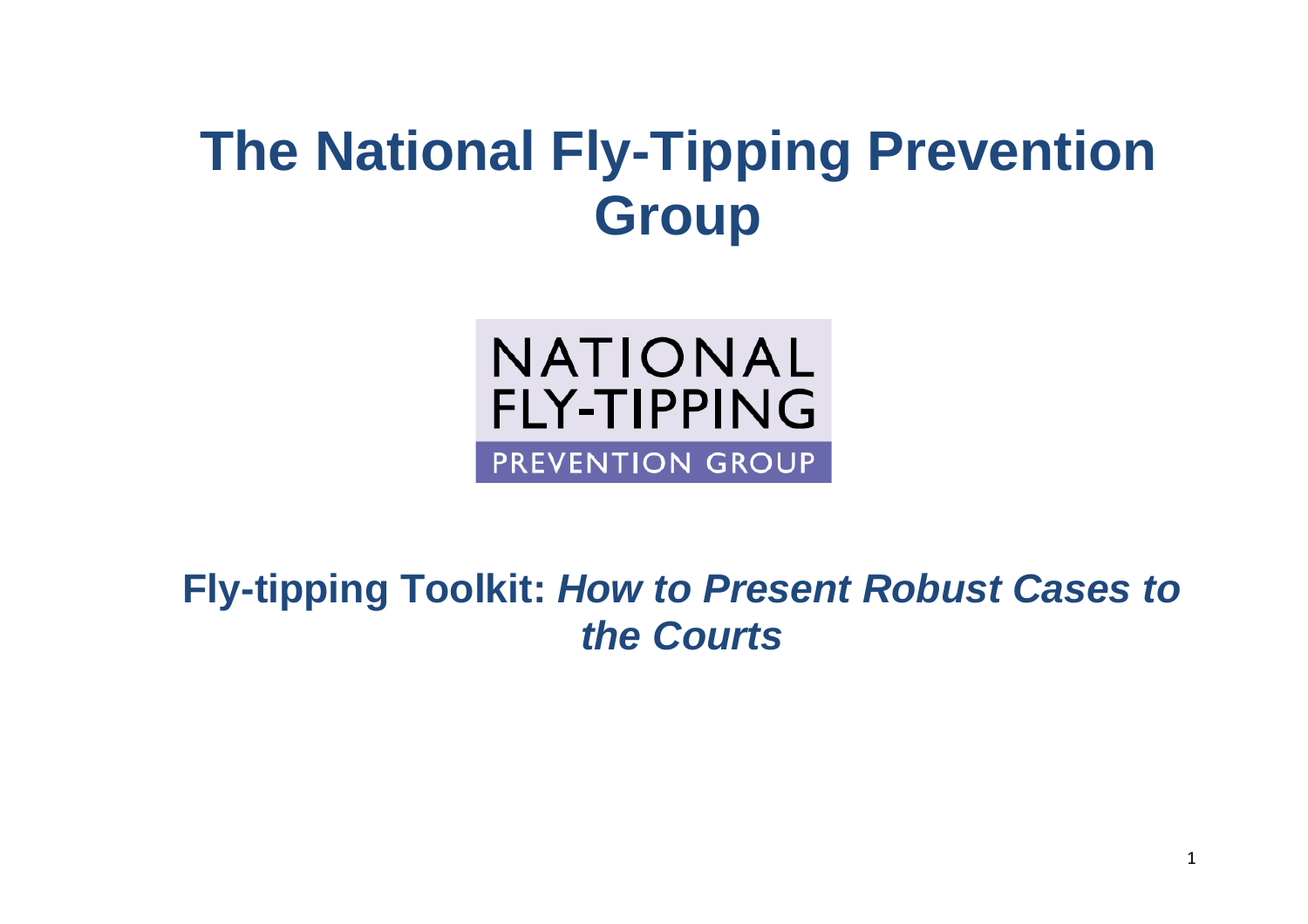# The National Fly-Tipping Prevention Group

NATIONAL
FLY-TIPPING
PREVENTION GROUP

## Fly-tipping Toolkit: *How to Present Robust Cases to the Courts*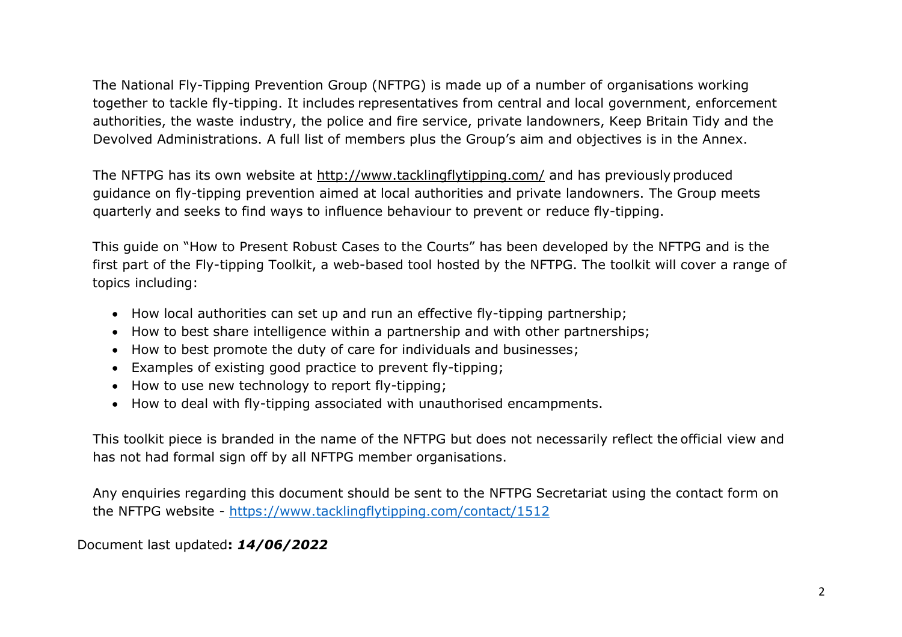The National Fly-Tipping Prevention Group (NFTPG) is made up of a number of organisations working together to tackle fly-tipping. It includes representatives from central and local government, enforcement authorities, the waste industry, the police and fire service, private landowners, Keep Britain Tidy and the Devolved Administrations. A full list of members plus the Group's aim and objectives is in the Annex.

The NFTPG has its own website at http://www.tacklingflytipping.com/ and has previously produced guidance on fly-tipping prevention aimed at local authorities and private landowners. The Group meets quarterly and seeks to find ways to influence behaviour to prevent or reduce fly-tipping.

This guide on "How to Present Robust Cases to the Courts" has been developed by the NFTPG and is the first part of the Fly-tipping Toolkit, a web-based tool hosted by the NFTPG. The toolkit will cover a range of topics including:

- How local authorities can set up and run an effective fly-tipping partnership;
- How to best share intelligence within a partnership and with other partnerships;
- How to best promote the duty of care for individuals and businesses;
- Examples of existing good practice to prevent fly-tipping;
- How to use new technology to report fly-tipping;
- How to deal with fly-tipping associated with unauthorised encampments.

This toolkit piece is branded in the name of the NFTPG but does not necessarily reflect the official view and has not had formal sign off by all NFTPG member organisations.

Any enquiries regarding this document should be sent to the NFTPG Secretariat using the contact form on the NFTPG website - https://www.tacklingflytipping.com/contact/1512

Document last updated**: *14/06/2022***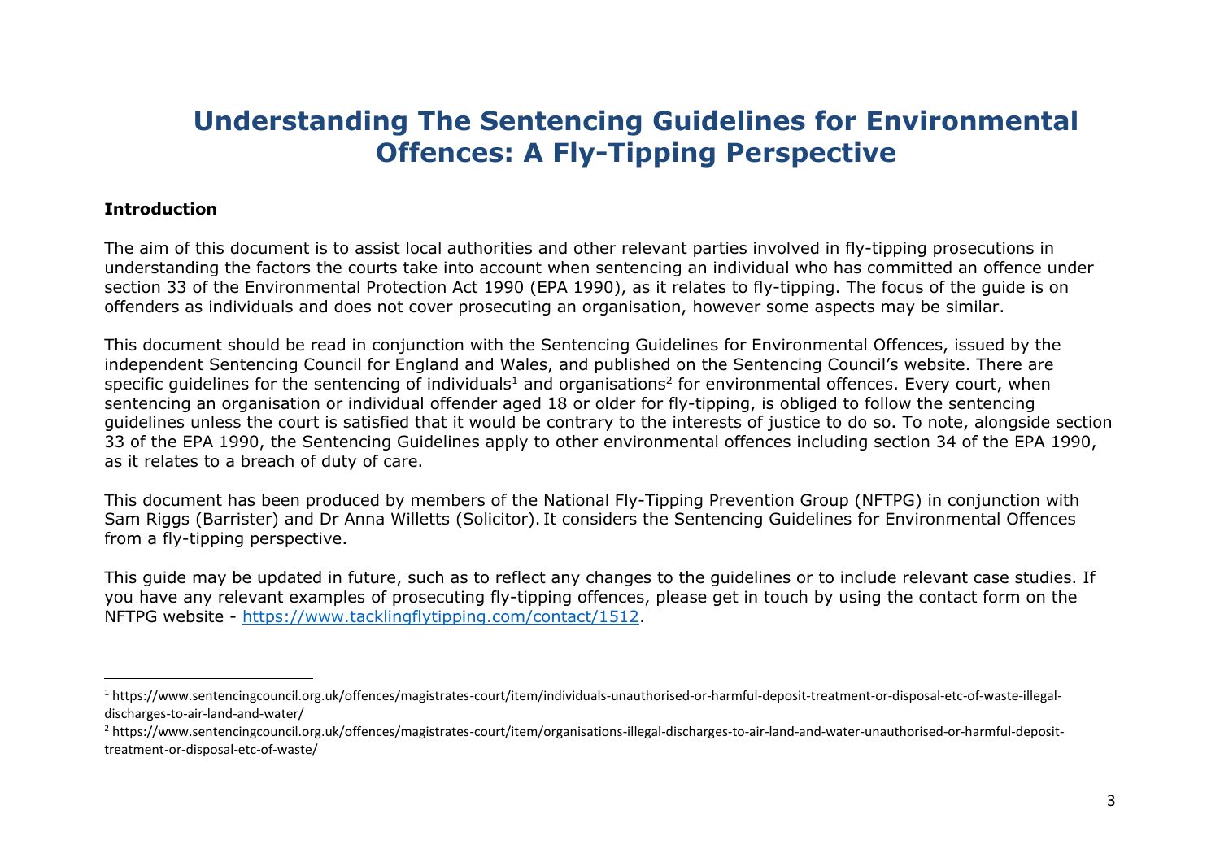# Understanding The Sentencing Guidelines for Environmental Offences: A Fly-Tipping Perspective

**Introduction**

The aim of this document is to assist local authorities and other relevant parties involved in fly-tipping prosecutions in understanding the factors the courts take into account when sentencing an individual who has committed an offence under section 33 of the Environmental Protection Act 1990 (EPA 1990), as it relates to fly-tipping. The focus of the guide is on offenders as individuals and does not cover prosecuting an organisation, however some aspects may be similar.

This document should be read in conjunction with the Sentencing Guidelines for Environmental Offences, issued by the independent Sentencing Council for England and Wales, and published on the Sentencing Council's website. There are specific guidelines for the sentencing of individuals[1] and organisations[2] for environmental offences. Every court, when sentencing an organisation or individual offender aged 18 or older for fly-tipping, is obliged to follow the sentencing guidelines unless the court is satisfied that it would be contrary to the interests of justice to do so. To note, alongside section 33 of the EPA 1990, the Sentencing Guidelines apply to other environmental offences including section 34 of the EPA 1990, as it relates to a breach of duty of care.

This document has been produced by members of the National Fly-Tipping Prevention Group (NFTPG) in conjunction with Sam Riggs (Barrister) and Dr Anna Willetts (Solicitor). It considers the Sentencing Guidelines for Environmental Offences from a fly-tipping perspective.

This guide may be updated in future, such as to reflect any changes to the guidelines or to include relevant case studies. If you have any relevant examples of prosecuting fly-tipping offences, please get in touch by using the contact form on the NFTPG website - [https://www.tacklingflytipping.com/contact/1512](https://www.tacklingflytipping.com/contact/1512).

---

[1] https://www.sentencingcouncil.org.uk/offences/magistrates-court/item/individuals-unauthorised-or-harmful-deposit-treatment-or-disposal-etc-of-waste-illegal-discharges-to-air-land-and-water/

[2] https://www.sentencingcouncil.org.uk/offences/magistrates-court/item/organisations-illegal-discharges-to-air-land-and-water-unauthorised-or-harmful-deposit-treatment-or-disposal-etc-of-waste/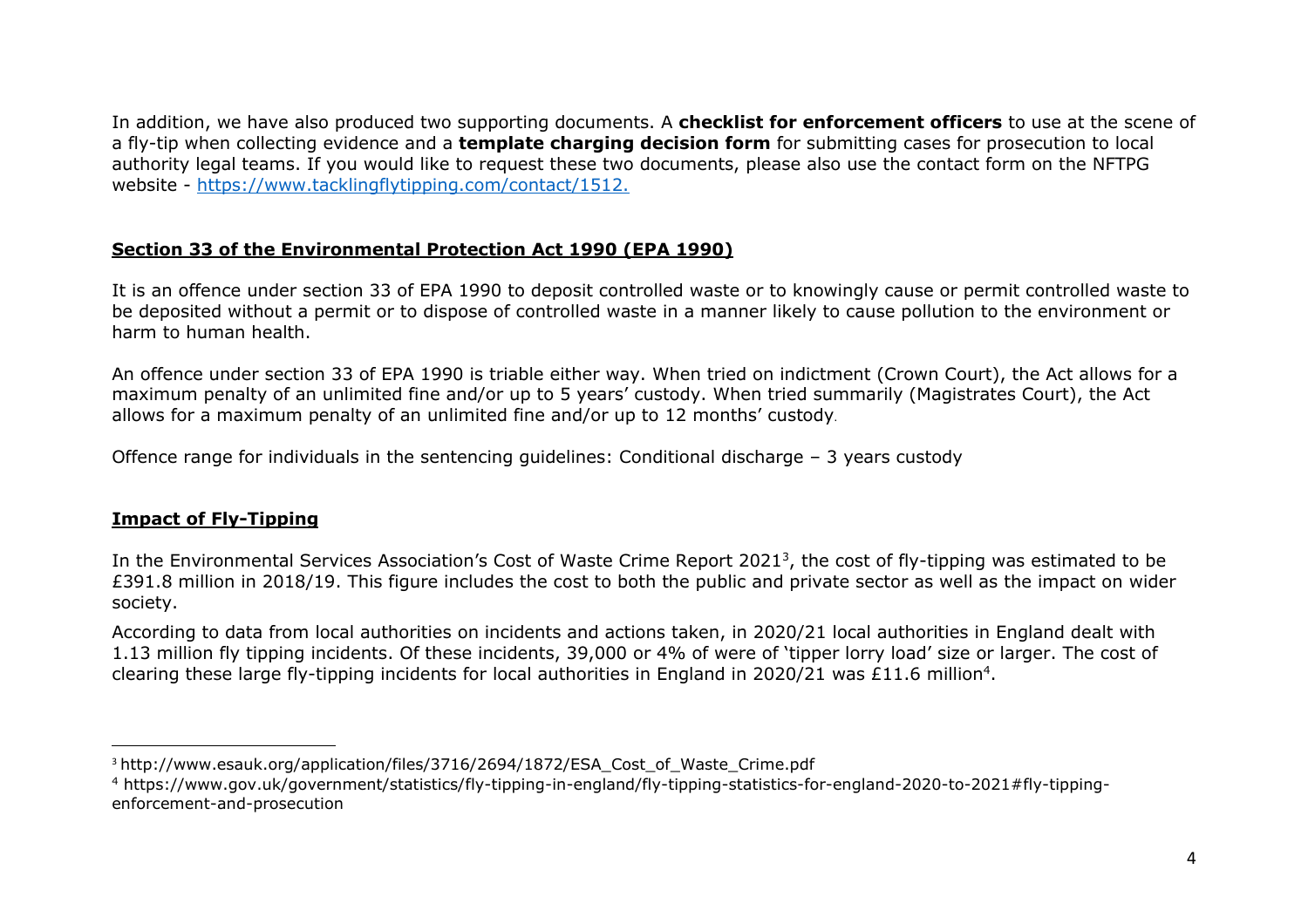In addition, we have also produced two supporting documents. A **checklist for enforcement officers** to use at the scene of a fly-tip when collecting evidence and a **template charging decision form** for submitting cases for prosecution to local authority legal teams. If you would like to request these two documents, please also use the contact form on the NFTPG website - [https://www.tacklingflytipping.com/contact/1512.](https://www.tacklingflytipping.com/contact/1512)

## Section 33 of the Environmental Protection Act 1990 (EPA 1990)

It is an offence under section 33 of EPA 1990 to deposit controlled waste or to knowingly cause or permit controlled waste to be deposited without a permit or to dispose of controlled waste in a manner likely to cause pollution to the environment or harm to human health.

An offence under section 33 of EPA 1990 is triable either way. When tried on indictment (Crown Court), the Act allows for a maximum penalty of an unlimited fine and/or up to 5 years' custody. When tried summarily (Magistrates Court), the Act allows for a maximum penalty of an unlimited fine and/or up to 12 months' custody.

Offence range for individuals in the sentencing guidelines: Conditional discharge – 3 years custody

## Impact of Fly-Tipping

In the Environmental Services Association's Cost of Waste Crime Report 2021[3], the cost of fly-tipping was estimated to be £391.8 million in 2018/19. This figure includes the cost to both the public and private sector as well as the impact on wider society.

According to data from local authorities on incidents and actions taken, in 2020/21 local authorities in England dealt with 1.13 million fly tipping incidents. Of these incidents, 39,000 or 4% of were of 'tipper lorry load' size or larger. The cost of clearing these large fly-tipping incidents for local authorities in England in 2020/21 was £11.6 million[4].

---

[3] http://www.esauk.org/application/files/3716/2694/1872/ESA_Cost_of_Waste_Crime.pdf

[4] https://www.gov.uk/government/statistics/fly-tipping-in-england/fly-tipping-statistics-for-england-2020-to-2021#fly-tipping-enforcement-and-prosecution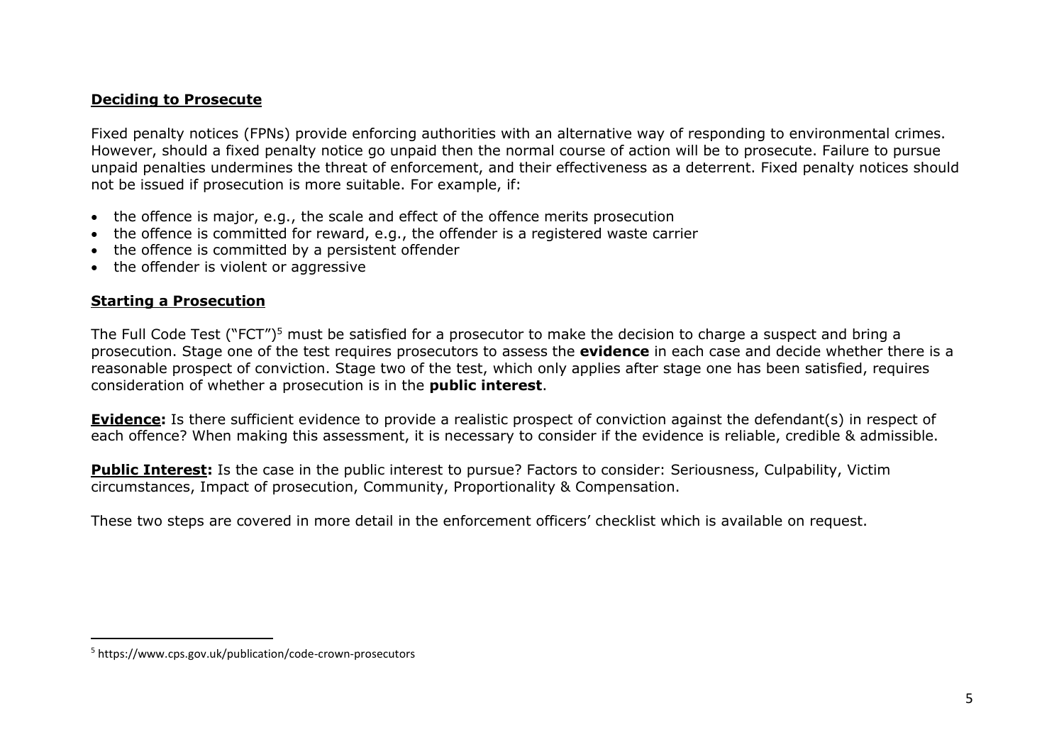## Deciding to Prosecute

Fixed penalty notices (FPNs) provide enforcing authorities with an alternative way of responding to environmental crimes. However, should a fixed penalty notice go unpaid then the normal course of action will be to prosecute. Failure to pursue unpaid penalties undermines the threat of enforcement, and their effectiveness as a deterrent. Fixed penalty notices should not be issued if prosecution is more suitable. For example, if:

- the offence is major, e.g., the scale and effect of the offence merits prosecution
- the offence is committed for reward, e.g., the offender is a registered waste carrier
- the offence is committed by a persistent offender
- the offender is violent or aggressive

## Starting a Prosecution

The Full Code Test ("FCT")[5] must be satisfied for a prosecutor to make the decision to charge a suspect and bring a prosecution. Stage one of the test requires prosecutors to assess the **evidence** in each case and decide whether there is a reasonable prospect of conviction. Stage two of the test, which only applies after stage one has been satisfied, requires consideration of whether a prosecution is in the **public interest**.

**Evidence:** Is there sufficient evidence to provide a realistic prospect of conviction against the defendant(s) in respect of each offence? When making this assessment, it is necessary to consider if the evidence is reliable, credible & admissible.

**Public Interest:** Is the case in the public interest to pursue? Factors to consider: Seriousness, Culpability, Victim circumstances, Impact of prosecution, Community, Proportionality & Compensation.

These two steps are covered in more detail in the enforcement officers' checklist which is available on request.

[5] https://www.cps.gov.uk/publication/code-crown-prosecutors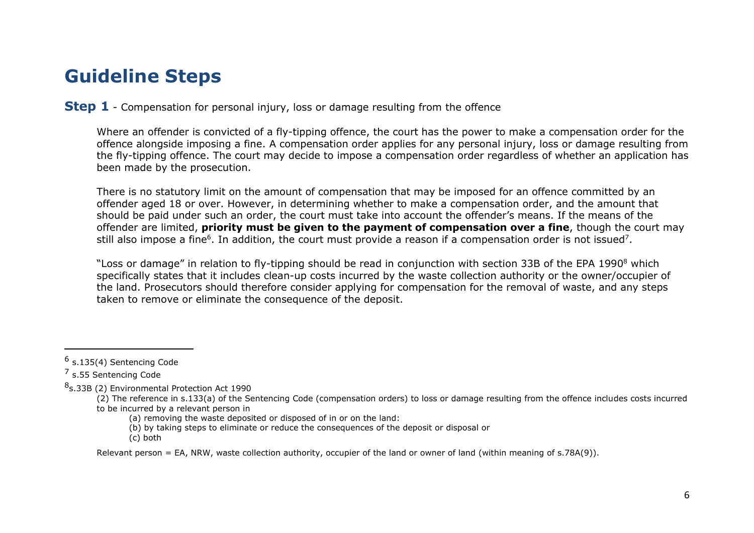# Guideline Steps

## Step 1 - Compensation for personal injury, loss or damage resulting from the offence

Where an offender is convicted of a fly-tipping offence, the court has the power to make a compensation order for the offence alongside imposing a fine. A compensation order applies for any personal injury, loss or damage resulting from the fly-tipping offence. The court may decide to impose a compensation order regardless of whether an application has been made by the prosecution.

There is no statutory limit on the amount of compensation that may be imposed for an offence committed by an offender aged 18 or over. However, in determining whether to make a compensation order, and the amount that should be paid under such an order, the court must take into account the offender's means. If the means of the offender are limited, **priority must be given to the payment of compensation over a fine**, though the court may still also impose a fine[6]. In addition, the court must provide a reason if a compensation order is not issued[7].

"Loss or damage" in relation to fly-tipping should be read in conjunction with section 33B of the EPA 1990[8] which specifically states that it includes clean-up costs incurred by the waste collection authority or the owner/occupier of the land. Prosecutors should therefore consider applying for compensation for the removal of waste, and any steps taken to remove or eliminate the consequence of the deposit.

---

[6] s.135(4) Sentencing Code

[7] s.55 Sentencing Code

[8] s.33B (2) Environmental Protection Act 1990

(2) The reference in s.133(a) of the Sentencing Code (compensation orders) to loss or damage resulting from the offence includes costs incurred to be incurred by a relevant person in

(a) removing the waste deposited or disposed of in or on the land:

(b) by taking steps to eliminate or reduce the consequences of the deposit or disposal or

(c) both

Relevant person = EA, NRW, waste collection authority, occupier of the land or owner of land (within meaning of s.78A(9)).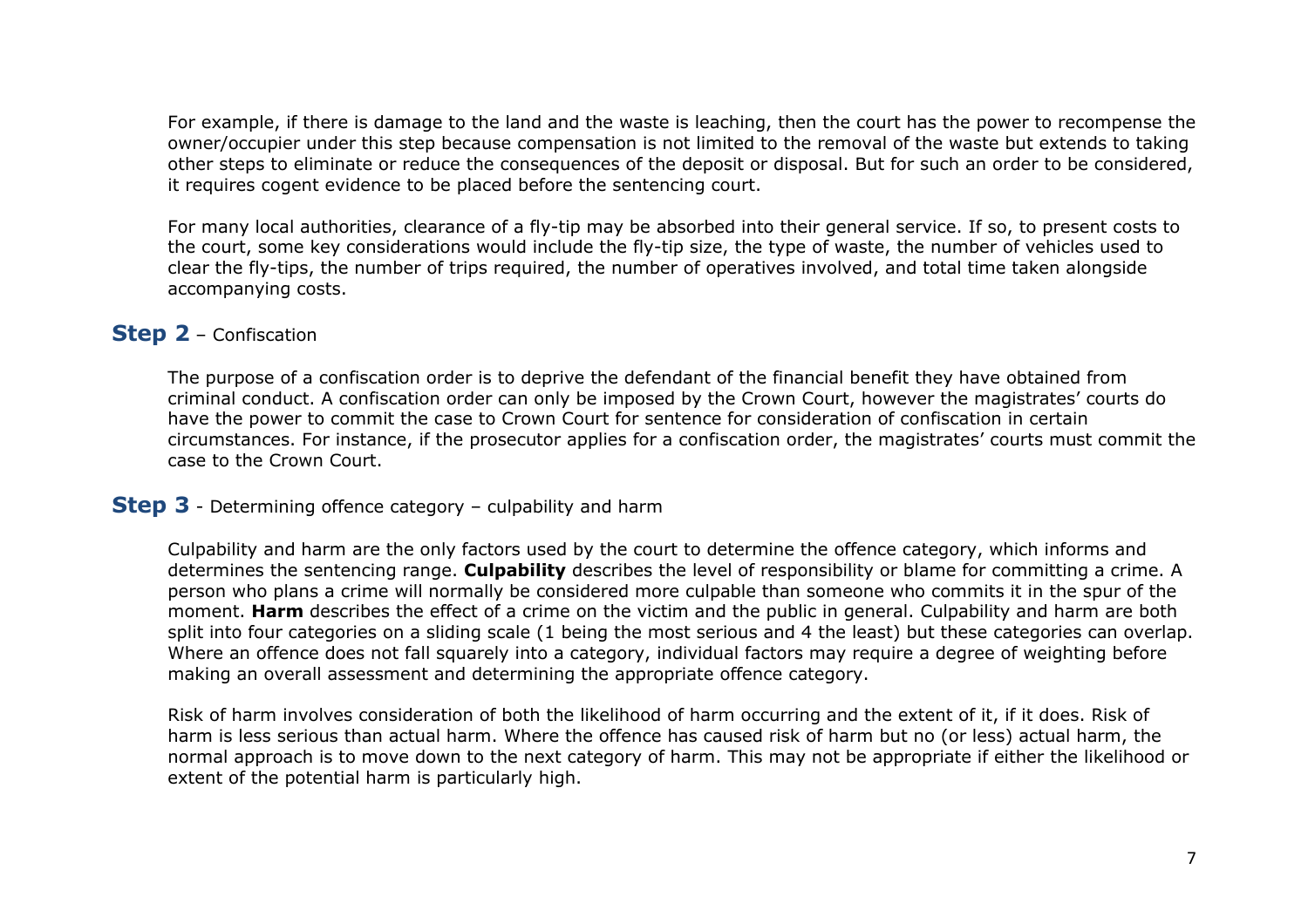For example, if there is damage to the land and the waste is leaching, then the court has the power to recompense the owner/occupier under this step because compensation is not limited to the removal of the waste but extends to taking other steps to eliminate or reduce the consequences of the deposit or disposal. But for such an order to be considered, it requires cogent evidence to be placed before the sentencing court.

For many local authorities, clearance of a fly-tip may be absorbed into their general service. If so, to present costs to the court, some key considerations would include the fly-tip size, the type of waste, the number of vehicles used to clear the fly-tips, the number of trips required, the number of operatives involved, and total time taken alongside accompanying costs.

## **Step 2** – Confiscation

The purpose of a confiscation order is to deprive the defendant of the financial benefit they have obtained from criminal conduct. A confiscation order can only be imposed by the Crown Court, however the magistrates' courts do have the power to commit the case to Crown Court for sentence for consideration of confiscation in certain circumstances. For instance, if the prosecutor applies for a confiscation order, the magistrates' courts must commit the case to the Crown Court.

## **Step 3** - Determining offence category – culpability and harm

Culpability and harm are the only factors used by the court to determine the offence category, which informs and determines the sentencing range. **Culpability** describes the level of responsibility or blame for committing a crime. A person who plans a crime will normally be considered more culpable than someone who commits it in the spur of the moment. **Harm** describes the effect of a crime on the victim and the public in general. Culpability and harm are both split into four categories on a sliding scale (1 being the most serious and 4 the least) but these categories can overlap. Where an offence does not fall squarely into a category, individual factors may require a degree of weighting before making an overall assessment and determining the appropriate offence category.

Risk of harm involves consideration of both the likelihood of harm occurring and the extent of it, if it does. Risk of harm is less serious than actual harm. Where the offence has caused risk of harm but no (or less) actual harm, the normal approach is to move down to the next category of harm. This may not be appropriate if either the likelihood or extent of the potential harm is particularly high.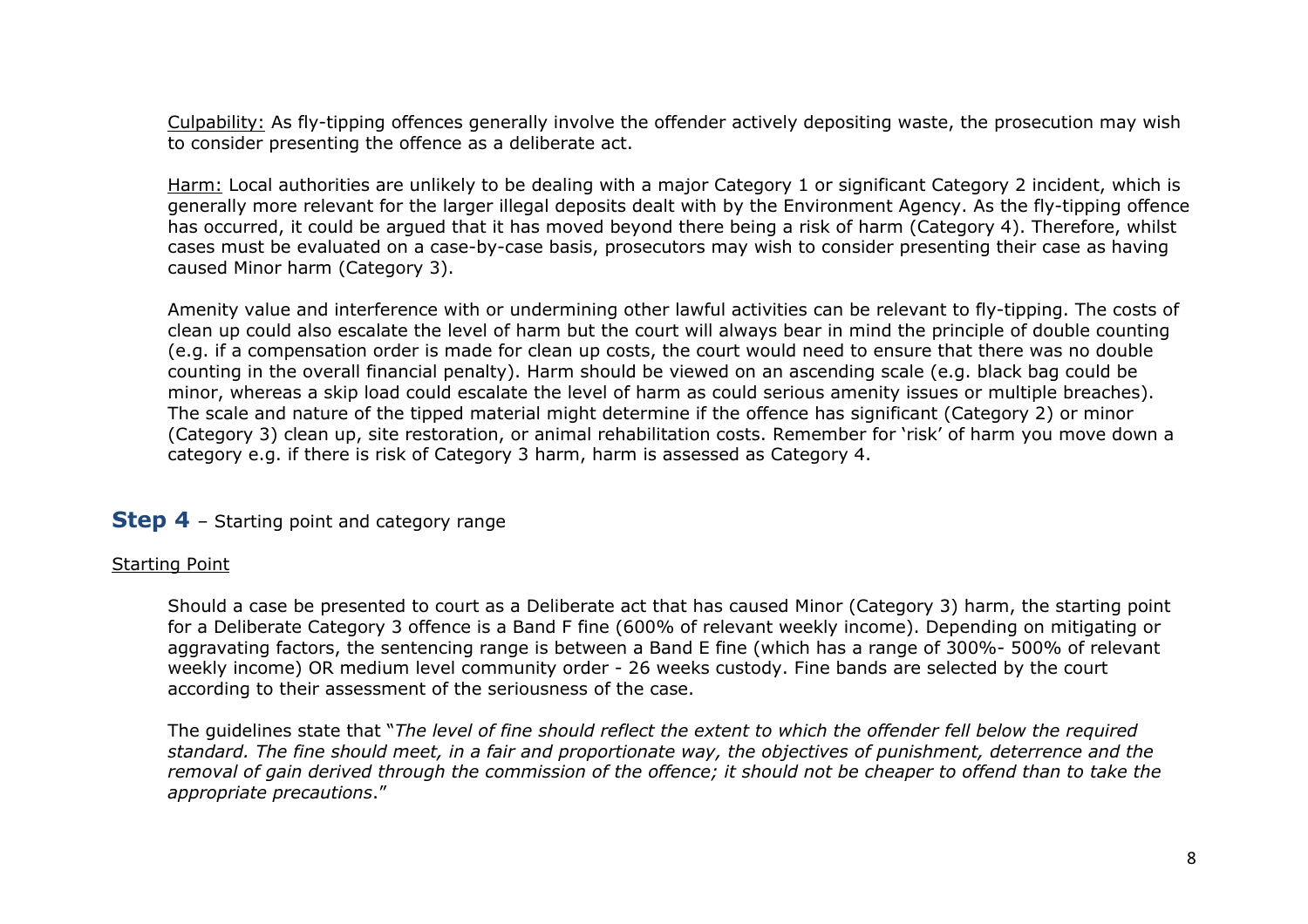Culpability: As fly-tipping offences generally involve the offender actively depositing waste, the prosecution may wish to consider presenting the offence as a deliberate act.

Harm: Local authorities are unlikely to be dealing with a major Category 1 or significant Category 2 incident, which is generally more relevant for the larger illegal deposits dealt with by the Environment Agency. As the fly-tipping offence has occurred, it could be argued that it has moved beyond there being a risk of harm (Category 4). Therefore, whilst cases must be evaluated on a case-by-case basis, prosecutors may wish to consider presenting their case as having caused Minor harm (Category 3).

Amenity value and interference with or undermining other lawful activities can be relevant to fly-tipping. The costs of clean up could also escalate the level of harm but the court will always bear in mind the principle of double counting (e.g. if a compensation order is made for clean up costs, the court would need to ensure that there was no double counting in the overall financial penalty). Harm should be viewed on an ascending scale (e.g. black bag could be minor, whereas a skip load could escalate the level of harm as could serious amenity issues or multiple breaches). The scale and nature of the tipped material might determine if the offence has significant (Category 2) or minor (Category 3) clean up, site restoration, or animal rehabilitation costs. Remember for 'risk' of harm you move down a category e.g. if there is risk of Category 3 harm, harm is assessed as Category 4.

## **Step 4** – Starting point and category range

Starting Point

Should a case be presented to court as a Deliberate act that has caused Minor (Category 3) harm, the starting point for a Deliberate Category 3 offence is a Band F fine (600% of relevant weekly income). Depending on mitigating or aggravating factors, the sentencing range is between a Band E fine (which has a range of 300%- 500% of relevant weekly income) OR medium level community order - 26 weeks custody. Fine bands are selected by the court according to their assessment of the seriousness of the case.

The guidelines state that "*The level of fine should reflect the extent to which the offender fell below the required standard. The fine should meet, in a fair and proportionate way, the objectives of punishment, deterrence and the removal of gain derived through the commission of the offence; it should not be cheaper to offend than to take the appropriate precautions*."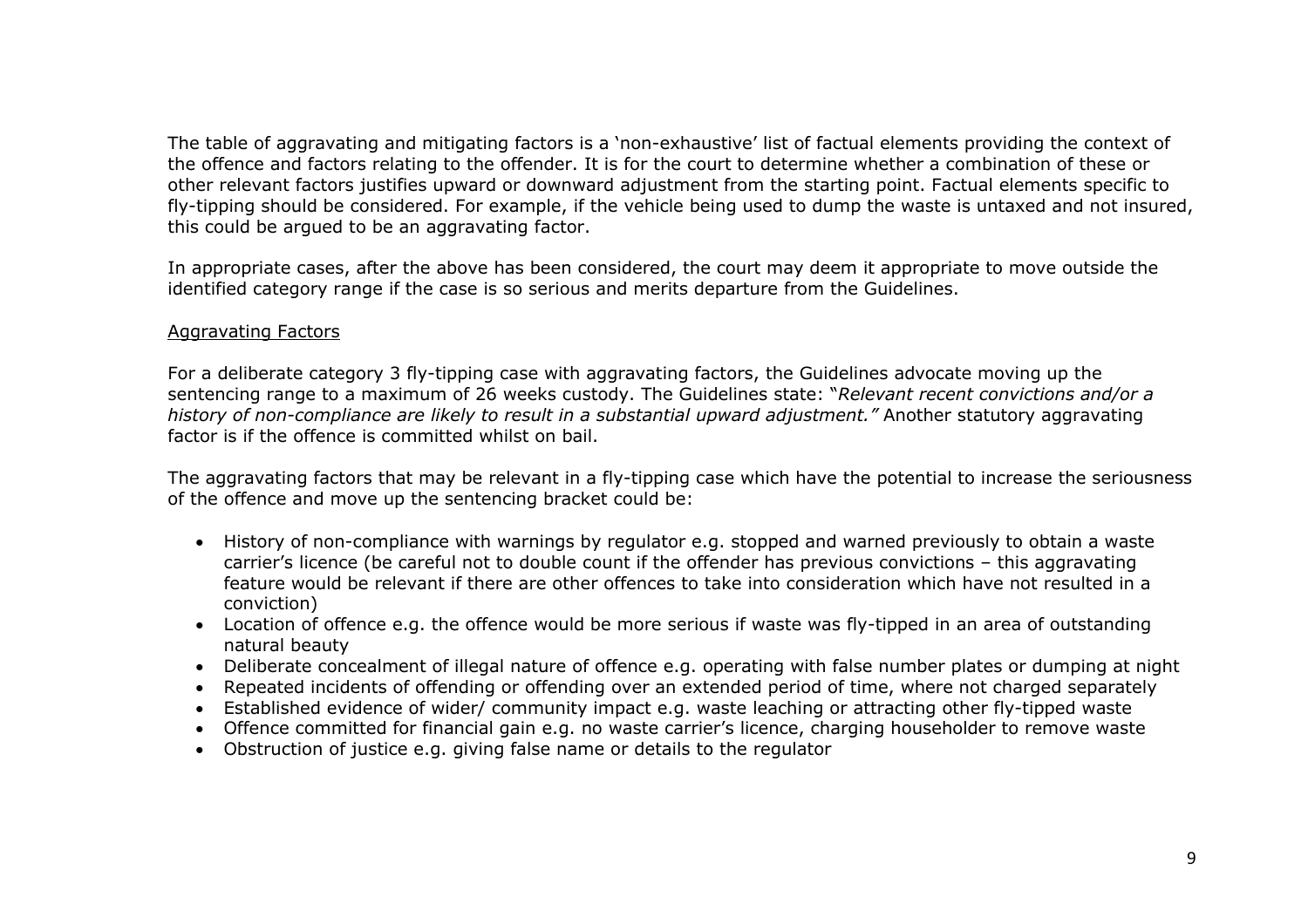The table of aggravating and mitigating factors is a 'non-exhaustive' list of factual elements providing the context of the offence and factors relating to the offender. It is for the court to determine whether a combination of these or other relevant factors justifies upward or downward adjustment from the starting point. Factual elements specific to fly-tipping should be considered. For example, if the vehicle being used to dump the waste is untaxed and not insured, this could be argued to be an aggravating factor.

In appropriate cases, after the above has been considered, the court may deem it appropriate to move outside the identified category range if the case is so serious and merits departure from the Guidelines.

<u>Aggravating Factors</u>

For a deliberate category 3 fly-tipping case with aggravating factors, the Guidelines advocate moving up the sentencing range to a maximum of 26 weeks custody. The Guidelines state: "*Relevant recent convictions and/or a history of non-compliance are likely to result in a substantial upward adjustment.*" Another statutory aggravating factor is if the offence is committed whilst on bail.

The aggravating factors that may be relevant in a fly-tipping case which have the potential to increase the seriousness of the offence and move up the sentencing bracket could be:

- History of non-compliance with warnings by regulator e.g. stopped and warned previously to obtain a waste carrier's licence (be careful not to double count if the offender has previous convictions – this aggravating feature would be relevant if there are other offences to take into consideration which have not resulted in a conviction)
- Location of offence e.g. the offence would be more serious if waste was fly-tipped in an area of outstanding natural beauty
- Deliberate concealment of illegal nature of offence e.g. operating with false number plates or dumping at night
- Repeated incidents of offending or offending over an extended period of time, where not charged separately
- Established evidence of wider/ community impact e.g. waste leaching or attracting other fly-tipped waste
- Offence committed for financial gain e.g. no waste carrier's licence, charging householder to remove waste
- Obstruction of justice e.g. giving false name or details to the regulator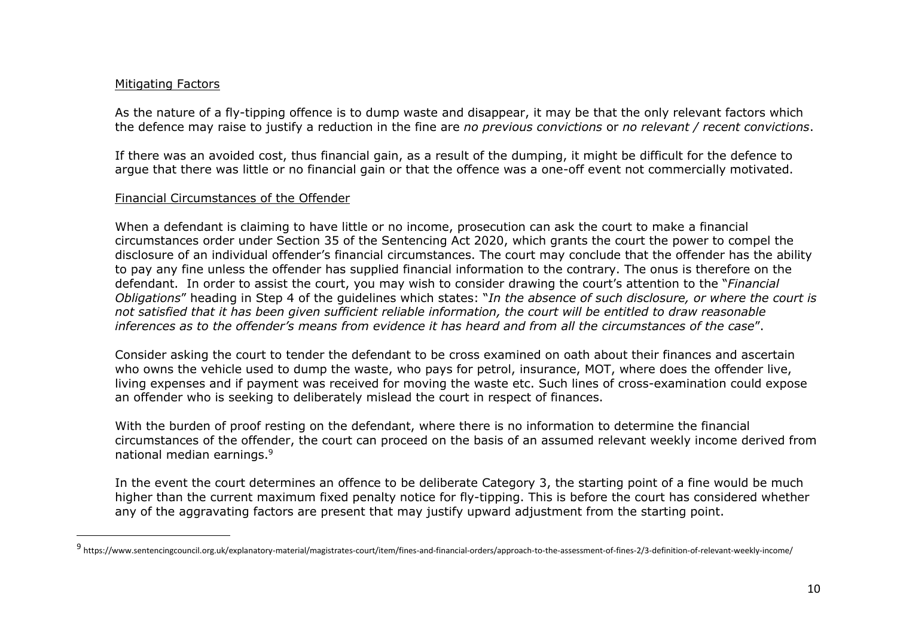Mitigating Factors

As the nature of a fly-tipping offence is to dump waste and disappear, it may be that the only relevant factors which the defence may raise to justify a reduction in the fine are *no previous convictions* or *no relevant / recent convictions*.

If there was an avoided cost, thus financial gain, as a result of the dumping, it might be difficult for the defence to argue that there was little or no financial gain or that the offence was a one-off event not commercially motivated.

Financial Circumstances of the Offender

When a defendant is claiming to have little or no income, prosecution can ask the court to make a financial circumstances order under Section 35 of the Sentencing Act 2020, which grants the court the power to compel the disclosure of an individual offender's financial circumstances. The court may conclude that the offender has the ability to pay any fine unless the offender has supplied financial information to the contrary. The onus is therefore on the defendant. In order to assist the court, you may wish to consider drawing the court's attention to the "*Financial Obligations*" heading in Step 4 of the guidelines which states: "*In the absence of such disclosure, or where the court is not satisfied that it has been given sufficient reliable information, the court will be entitled to draw reasonable inferences as to the offender's means from evidence it has heard and from all the circumstances of the case*".

Consider asking the court to tender the defendant to be cross examined on oath about their finances and ascertain who owns the vehicle used to dump the waste, who pays for petrol, insurance, MOT, where does the offender live, living expenses and if payment was received for moving the waste etc. Such lines of cross-examination could expose an offender who is seeking to deliberately mislead the court in respect of finances.

With the burden of proof resting on the defendant, where there is no information to determine the financial circumstances of the offender, the court can proceed on the basis of an assumed relevant weekly income derived from national median earnings.[9]

In the event the court determines an offence to be deliberate Category 3, the starting point of a fine would be much higher than the current maximum fixed penalty notice for fly-tipping. This is before the court has considered whether any of the aggravating factors are present that may justify upward adjustment from the starting point.

[9] https://www.sentencingcouncil.org.uk/explanatory-material/magistrates-court/item/fines-and-financial-orders/approach-to-the-assessment-of-fines-2/3-definition-of-relevant-weekly-income/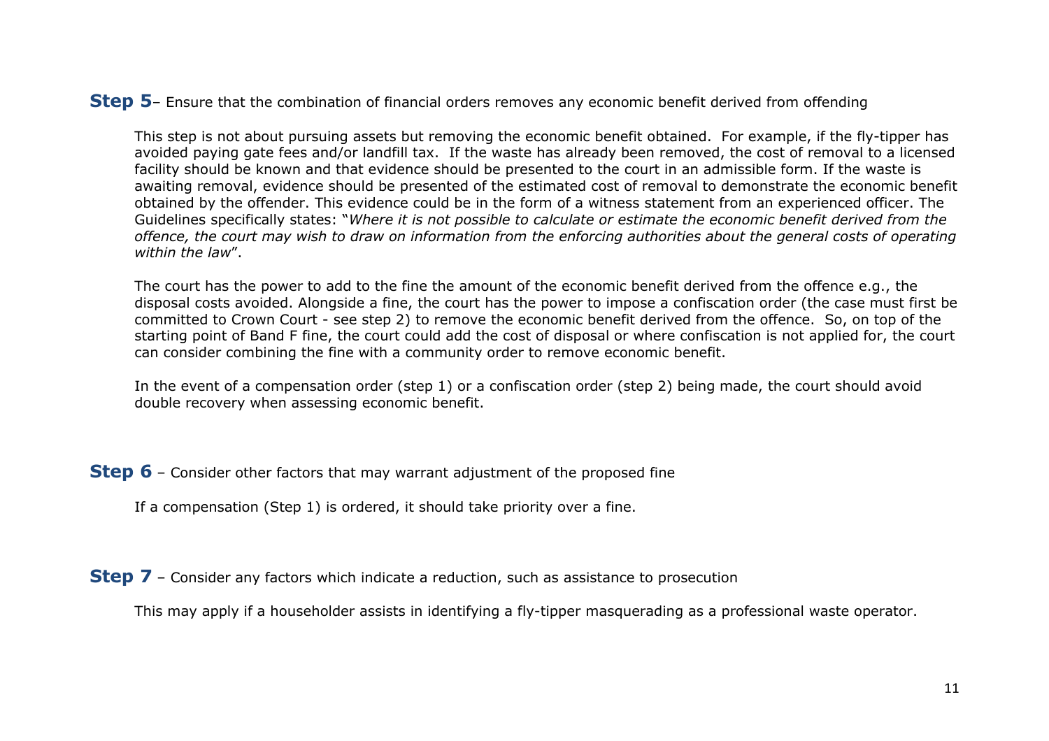**Step 5**– Ensure that the combination of financial orders removes any economic benefit derived from offending

This step is not about pursuing assets but removing the economic benefit obtained. For example, if the fly-tipper has avoided paying gate fees and/or landfill tax. If the waste has already been removed, the cost of removal to a licensed facility should be known and that evidence should be presented to the court in an admissible form. If the waste is awaiting removal, evidence should be presented of the estimated cost of removal to demonstrate the economic benefit obtained by the offender. This evidence could be in the form of a witness statement from an experienced officer. The Guidelines specifically states: "*Where it is not possible to calculate or estimate the economic benefit derived from the offence, the court may wish to draw on information from the enforcing authorities about the general costs of operating within the law*".

The court has the power to add to the fine the amount of the economic benefit derived from the offence e.g., the disposal costs avoided. Alongside a fine, the court has the power to impose a confiscation order (the case must first be committed to Crown Court - see step 2) to remove the economic benefit derived from the offence. So, on top of the starting point of Band F fine, the court could add the cost of disposal or where confiscation is not applied for, the court can consider combining the fine with a community order to remove economic benefit.

In the event of a compensation order (step 1) or a confiscation order (step 2) being made, the court should avoid double recovery when assessing economic benefit.

**Step 6** – Consider other factors that may warrant adjustment of the proposed fine

If a compensation (Step 1) is ordered, it should take priority over a fine.

**Step 7** – Consider any factors which indicate a reduction, such as assistance to prosecution

This may apply if a householder assists in identifying a fly-tipper masquerading as a professional waste operator.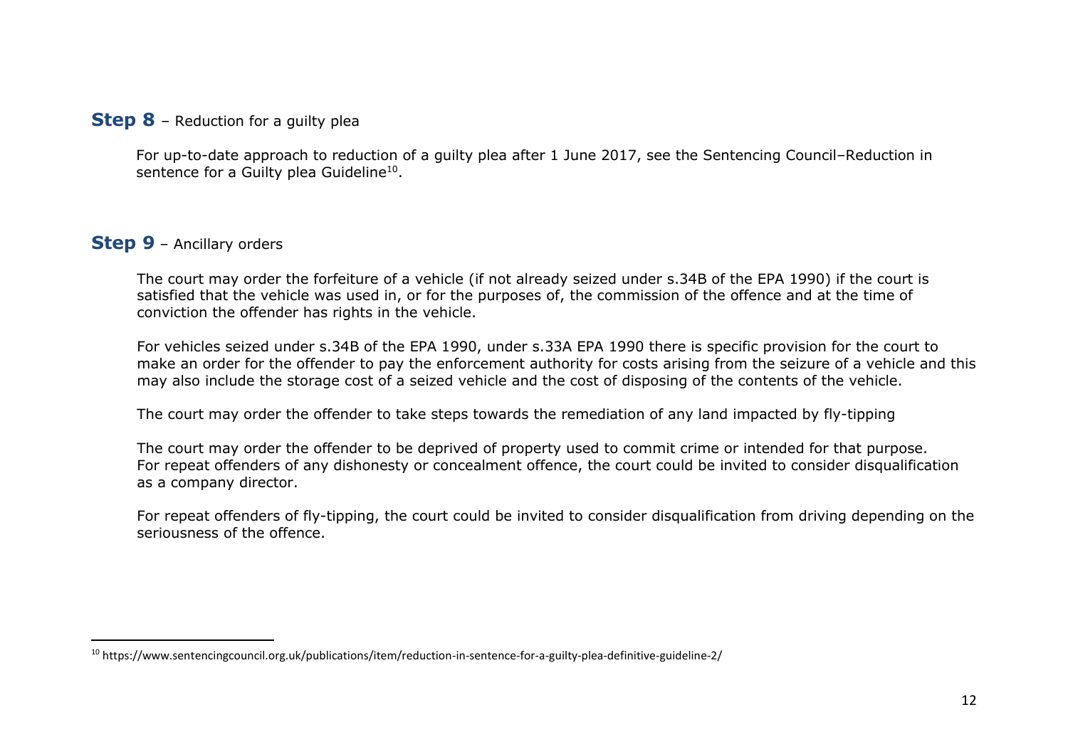## **Step 8** – Reduction for a guilty plea

For up-to-date approach to reduction of a guilty plea after 1 June 2017, see the Sentencing Council–Reduction in sentence for a Guilty plea Guideline[10].

## **Step 9** – Ancillary orders

The court may order the forfeiture of a vehicle (if not already seized under s.34B of the EPA 1990) if the court is satisfied that the vehicle was used in, or for the purposes of, the commission of the offence and at the time of conviction the offender has rights in the vehicle.

For vehicles seized under s.34B of the EPA 1990, under s.33A EPA 1990 there is specific provision for the court to make an order for the offender to pay the enforcement authority for costs arising from the seizure of a vehicle and this may also include the storage cost of a seized vehicle and the cost of disposing of the contents of the vehicle.

The court may order the offender to take steps towards the remediation of any land impacted by fly-tipping

The court may order the offender to be deprived of property used to commit crime or intended for that purpose. For repeat offenders of any dishonesty or concealment offence, the court could be invited to consider disqualification as a company director.

For repeat offenders of fly-tipping, the court could be invited to consider disqualification from driving depending on the seriousness of the offence.

---

[10] https://www.sentencingcouncil.org.uk/publications/item/reduction-in-sentence-for-a-guilty-plea-definitive-guideline-2/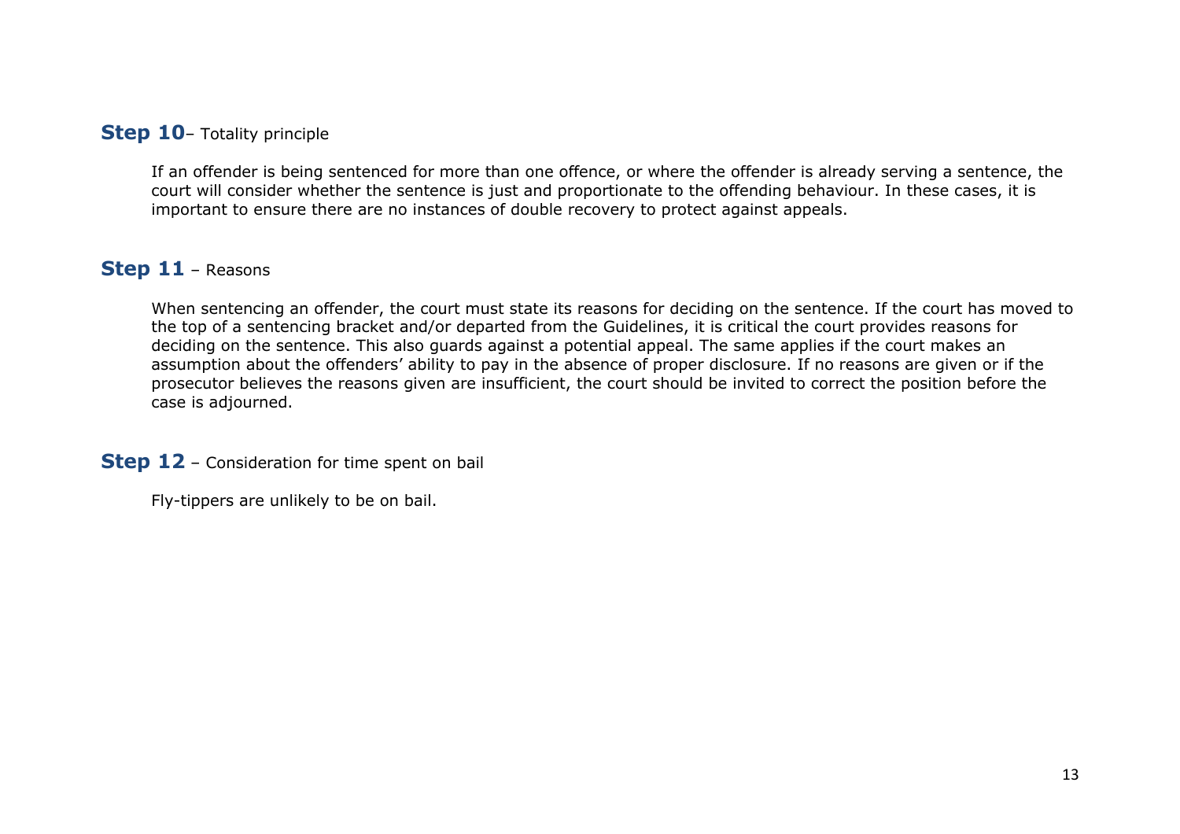## **Step 10**– Totality principle

If an offender is being sentenced for more than one offence, or where the offender is already serving a sentence, the court will consider whether the sentence is just and proportionate to the offending behaviour. In these cases, it is important to ensure there are no instances of double recovery to protect against appeals.

## **Step 11** – Reasons

When sentencing an offender, the court must state its reasons for deciding on the sentence. If the court has moved to the top of a sentencing bracket and/or departed from the Guidelines, it is critical the court provides reasons for deciding on the sentence. This also guards against a potential appeal. The same applies if the court makes an assumption about the offenders' ability to pay in the absence of proper disclosure. If no reasons are given or if the prosecutor believes the reasons given are insufficient, the court should be invited to correct the position before the case is adjourned.

## **Step 12** – Consideration for time spent on bail

Fly-tippers are unlikely to be on bail.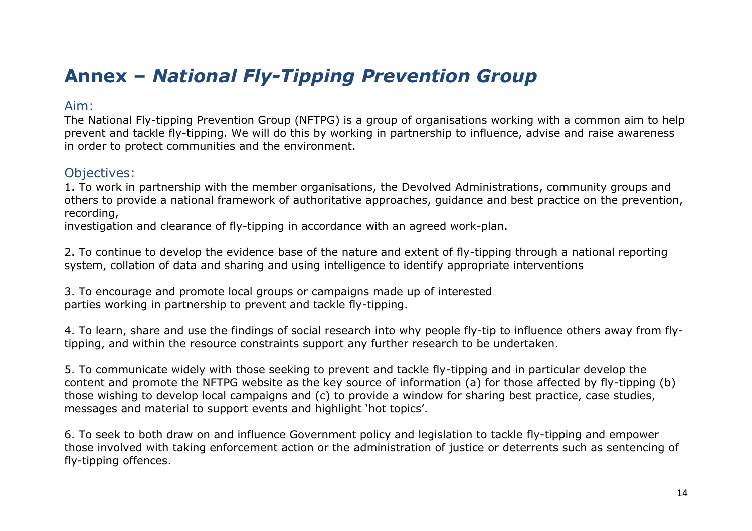# Annex – *National Fly-Tipping Prevention Group*

## Aim:

The National Fly-tipping Prevention Group (NFTPG) is a group of organisations working with a common aim to help prevent and tackle fly-tipping. We will do this by working in partnership to influence, advise and raise awareness in order to protect communities and the environment.

## Objectives:

1. To work in partnership with the member organisations, the Devolved Administrations, community groups and others to provide a national framework of authoritative approaches, guidance and best practice on the prevention, recording, investigation and clearance of fly-tipping in accordance with an agreed work-plan.

2. To continue to develop the evidence base of the nature and extent of fly-tipping through a national reporting system, collation of data and sharing and using intelligence to identify appropriate interventions

3. To encourage and promote local groups or campaigns made up of interested parties working in partnership to prevent and tackle fly-tipping.

4. To learn, share and use the findings of social research into why people fly-tip to influence others away from fly-tipping, and within the resource constraints support any further research to be undertaken.

5. To communicate widely with those seeking to prevent and tackle fly-tipping and in particular develop the content and promote the NFTPG website as the key source of information (a) for those affected by fly-tipping (b) those wishing to develop local campaigns and (c) to provide a window for sharing best practice, case studies, messages and material to support events and highlight 'hot topics'.

6. To seek to both draw on and influence Government policy and legislation to tackle fly-tipping and empower those involved with taking enforcement action or the administration of justice or deterrents such as sentencing of fly-tipping offences.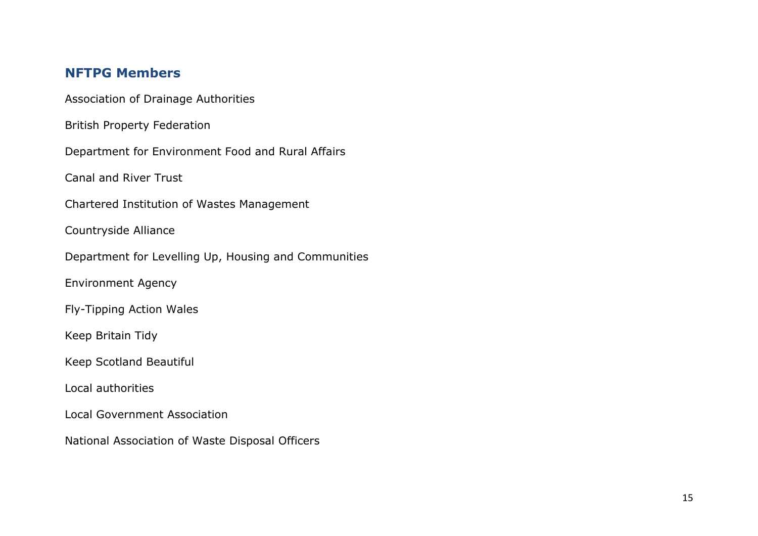## NFTPG Members

Association of Drainage Authorities

British Property Federation

Department for Environment Food and Rural Affairs

Canal and River Trust

Chartered Institution of Wastes Management

Countryside Alliance

Department for Levelling Up, Housing and Communities

Environment Agency

Fly-Tipping Action Wales

Keep Britain Tidy

Keep Scotland Beautiful

Local authorities

Local Government Association

National Association of Waste Disposal Officers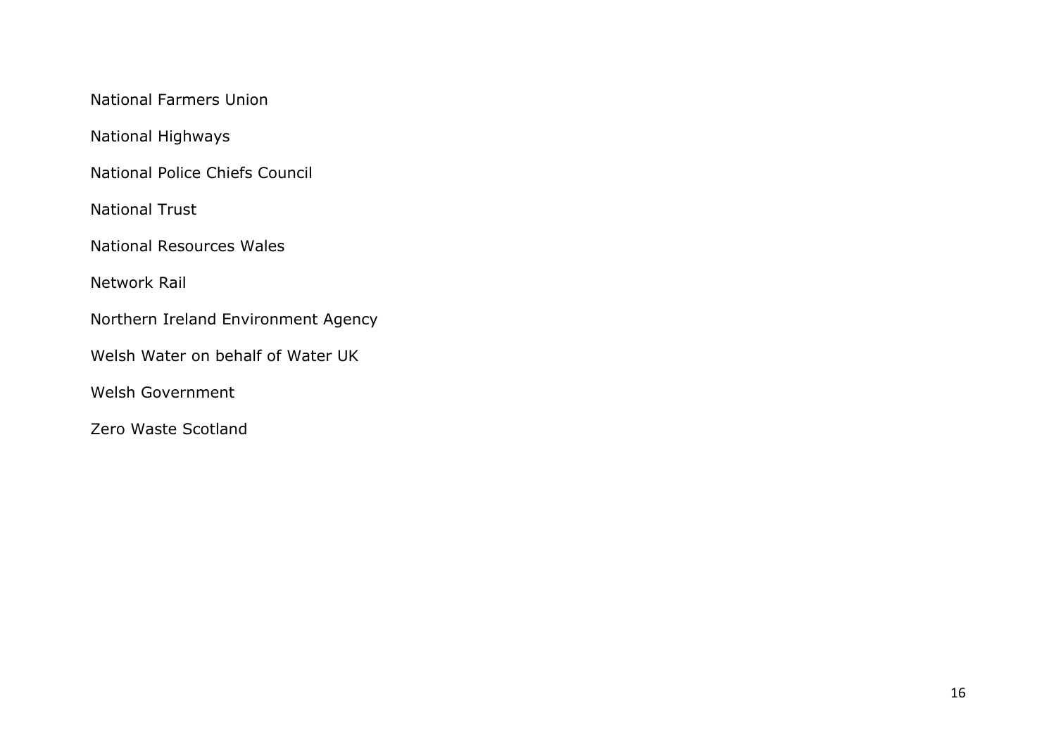National Farmers Union

National Highways

National Police Chiefs Council

National Trust

National Resources Wales

Network Rail

Northern Ireland Environment Agency

Welsh Water on behalf of Water UK

Welsh Government

Zero Waste Scotland